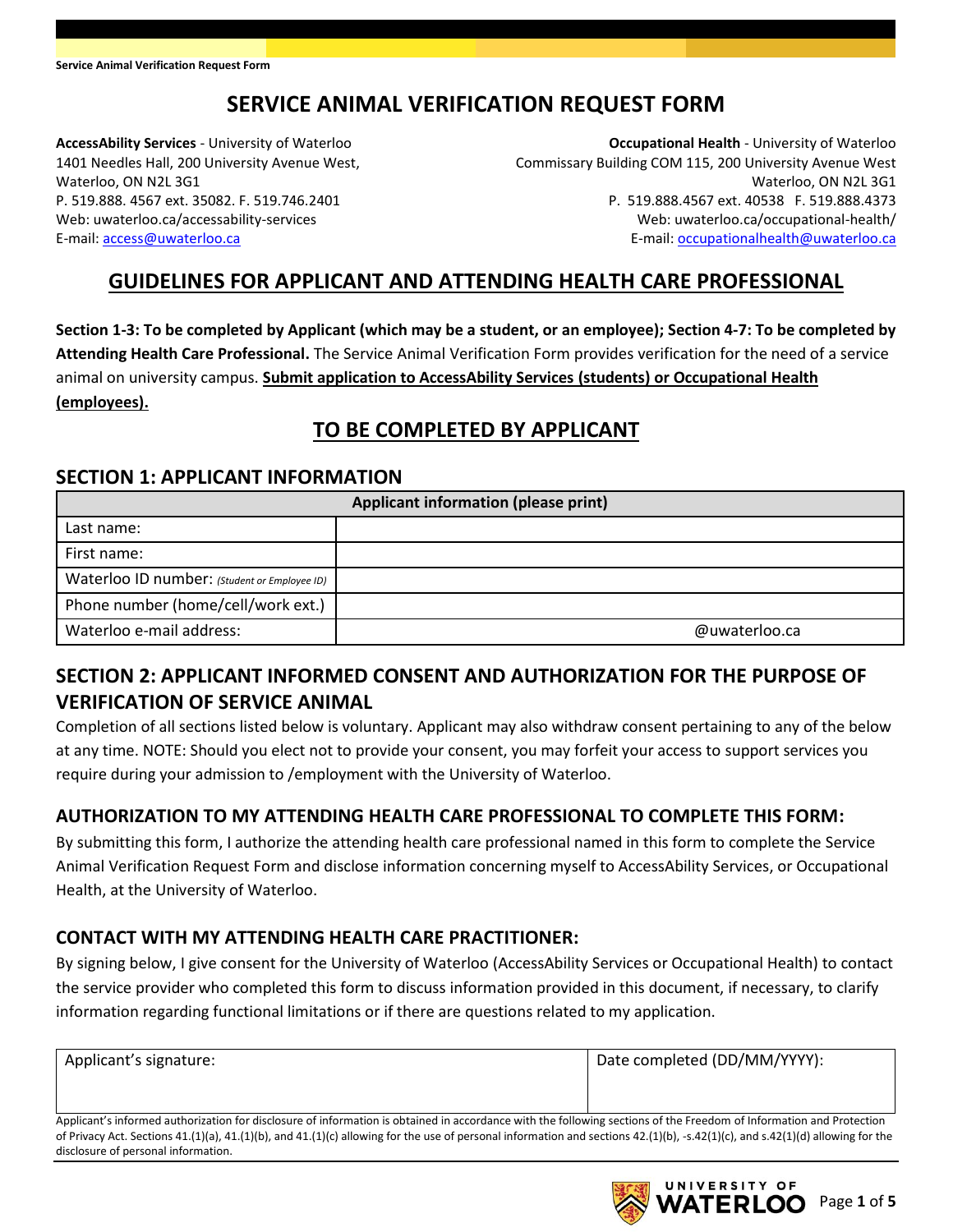# SERVICE ANIMAL VERIFICATION REQUEST FORM

**AccessAbility Services** - University of Waterloo
1401 Needles Hall, 200 University Avenue West,
Waterloo, ON N2L 3G1
P. 519.888. 4567 ext. 35082. F. 519.746.2401
Web: uwaterloo.ca/accessability-services
E-mail: access@uwaterloo.ca

**Occupational Health** - University of Waterloo
Commissary Building COM 115, 200 University Avenue West
Waterloo, ON N2L 3G1
P. 519.888.4567 ext. 40538 F. 519.888.4373
Web: uwaterloo.ca/occupational-health/
E-mail: occupationalhealth@uwaterloo.ca

## GUIDELINES FOR APPLICANT AND ATTENDING HEALTH CARE PROFESSIONAL

**Section 1-3: To be completed by Applicant (which may be a student, or an employee); Section 4-7: To be completed by Attending Health Care Professional.** The Service Animal Verification Form provides verification for the need of a service animal on university campus. **Submit application to AccessAbility Services (students) or Occupational Health (employees).**

## TO BE COMPLETED BY APPLICANT

### SECTION 1: APPLICANT INFORMATION

| Applicant information (please print) | |
|---|---|
| Last name: | |
| First name: | |
| Waterloo ID number: *(Student or Employee ID)* | |
| Phone number (home/cell/work ext.) | |
| Waterloo e-mail address: | @uwaterloo.ca |

### SECTION 2: APPLICANT INFORMED CONSENT AND AUTHORIZATION FOR THE PURPOSE OF VERIFICATION OF SERVICE ANIMAL

Completion of all sections listed below is voluntary. Applicant may also withdraw consent pertaining to any of the below at any time. NOTE: Should you elect not to provide your consent, you may forfeit your access to support services you require during your admission to /employment with the University of Waterloo.

### AUTHORIZATION TO MY ATTENDING HEALTH CARE PROFESSIONAL TO COMPLETE THIS FORM:

By submitting this form, I authorize the attending health care professional named in this form to complete the Service Animal Verification Request Form and disclose information concerning myself to AccessAbility Services, or Occupational Health, at the University of Waterloo.

### CONTACT WITH MY ATTENDING HEALTH CARE PRACTITIONER:

By signing below, I give consent for the University of Waterloo (AccessAbility Services or Occupational Health) to contact the service provider who completed this form to discuss information provided in this document, if necessary, to clarify information regarding functional limitations or if there are questions related to my application.

| Applicant's signature: | Date completed (DD/MM/YYYY): |
|---|---|
| | |

Applicant's informed authorization for disclosure of information is obtained in accordance with the following sections of the Freedom of Information and Protection of Privacy Act. Sections 41.(1)(a), 41.(1)(b), and 41.(1)(c) allowing for the use of personal information and sections 42.(1)(b), -s.42(1)(c), and s.42(1)(d) allowing for the disclosure of personal information.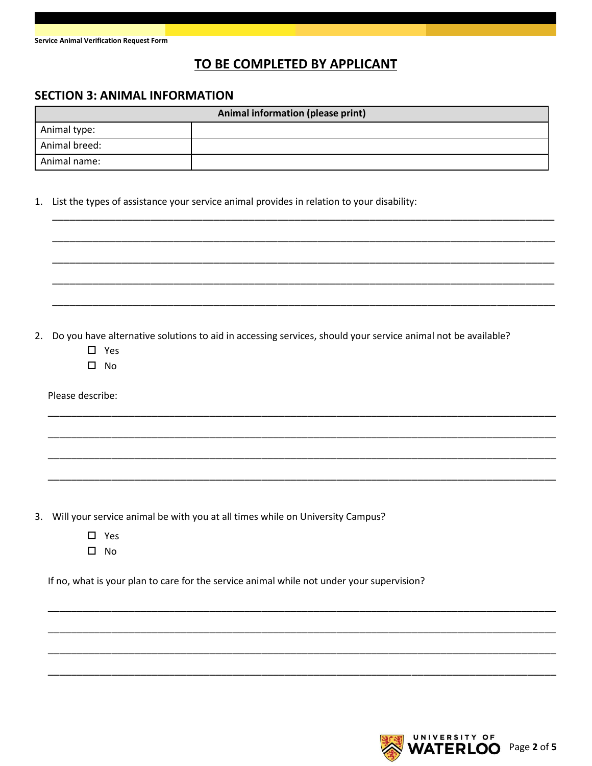## TO BE COMPLETED BY APPLICANT

## SECTION 3: ANIMAL INFORMATION

| Animal information (please print) | |
|---|---|
| Animal type: | |
| Animal breed: | |
| Animal name: | |

1. List the types of assistance your service animal provides in relation to your disability:

_______________________________________________________________________________

_______________________________________________________________________________

_______________________________________________________________________________

_______________________________________________________________________________

_______________________________________________________________________________

2. Do you have alternative solutions to aid in accessing services, should your service animal not be available?

   - ☐ Yes
   - ☐ No

   Please describe:

_______________________________________________________________________________

_______________________________________________________________________________

_______________________________________________________________________________

_______________________________________________________________________________

3. Will your service animal be with you at all times while on University Campus?

   - ☐ Yes
   - ☐ No

   If no, what is your plan to care for the service animal while not under your supervision?

_______________________________________________________________________________

_______________________________________________________________________________

_______________________________________________________________________________

_______________________________________________________________________________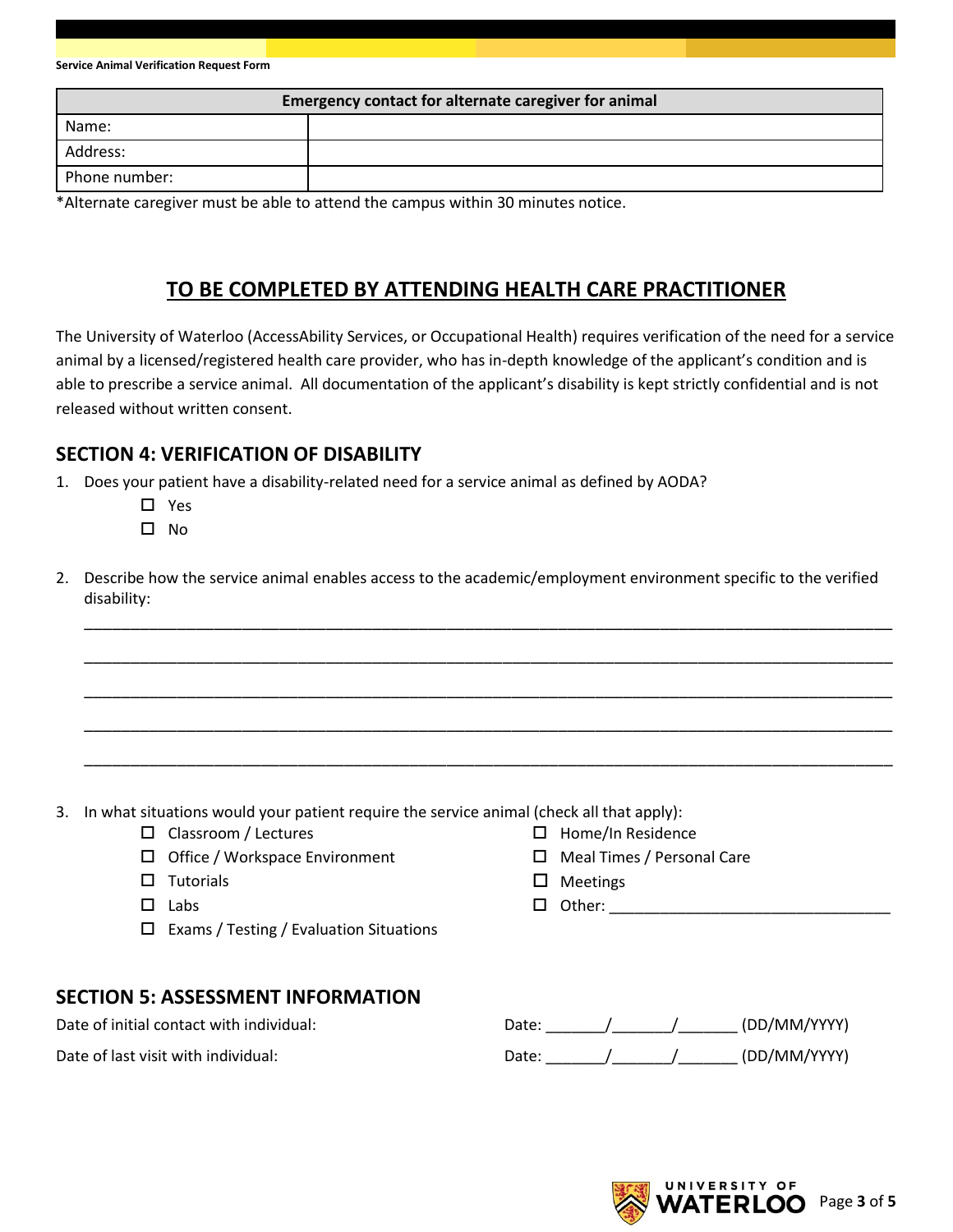| Emergency contact for alternate caregiver for animal | |
|---|---|
| Name: | |
| Address: | |
| Phone number: | |

*Alternate caregiver must be able to attend the campus within 30 minutes notice.

## TO BE COMPLETED BY ATTENDING HEALTH CARE PRACTITIONER

The University of Waterloo (AccessAbility Services, or Occupational Health) requires verification of the need for a service animal by a licensed/registered health care provider, who has in-depth knowledge of the applicant's condition and is able to prescribe a service animal. All documentation of the applicant's disability is kept strictly confidential and is not released without written consent.

### SECTION 4: VERIFICATION OF DISABILITY

1. Does your patient have a disability-related need for a service animal as defined by AODA?
   - ☐ Yes
   - ☐ No

2. Describe how the service animal enables access to the academic/employment environment specific to the verified disability:

   ______________________________________________________________________________

   ______________________________________________________________________________

   ______________________________________________________________________________

   ______________________________________________________________________________

   ______________________________________________________________________________

3. In what situations would your patient require the service animal (check all that apply):
   - ☐ Classroom / Lectures
   - ☐ Office / Workspace Environment
   - ☐ Tutorials
   - ☐ Labs
   - ☐ Exams / Testing / Evaluation Situations
   - ☐ Home/In Residence
   - ☐ Meal Times / Personal Care
   - ☐ Meetings
   - ☐ Other: _________________________________

### SECTION 5: ASSESSMENT INFORMATION

Date of initial contact with individual: Date: _______/_______/_______ (DD/MM/YYYY)

Date of last visit with individual: Date: _______/_______/_______ (DD/MM/YYYY)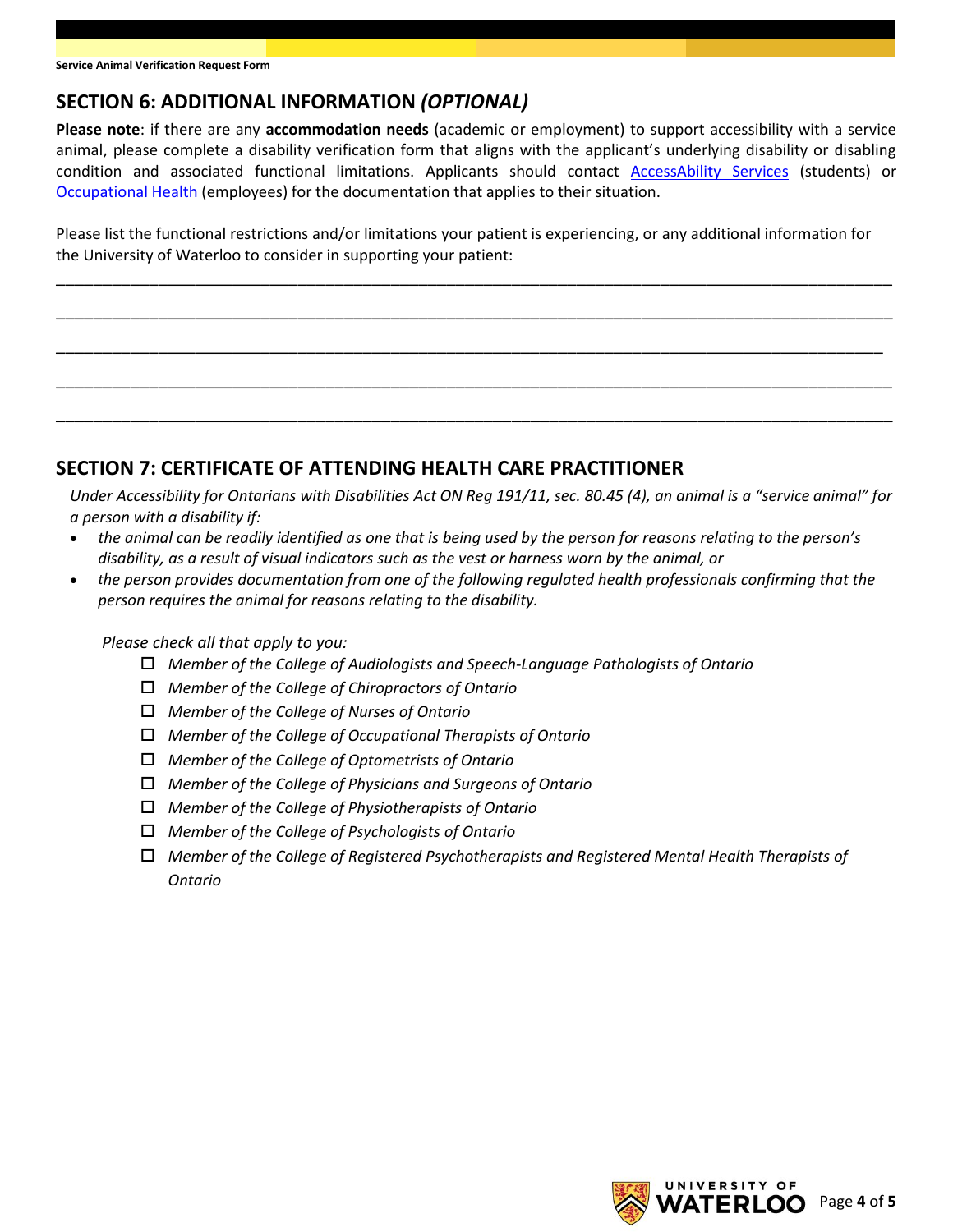## SECTION 6: ADDITIONAL INFORMATION *(OPTIONAL)*

**Please note**: if there are any **accommodation needs** (academic or employment) to support accessibility with a service animal, please complete a disability verification form that aligns with the applicant's underlying disability or disabling condition and associated functional limitations. Applicants should contact AccessAbility Services (students) or Occupational Health (employees) for the documentation that applies to their situation.

Please list the functional restrictions and/or limitations your patient is experiencing, or any additional information for the University of Waterloo to consider in supporting your patient:

\_\_\_\_\_\_\_\_\_\_\_\_\_\_\_\_\_\_\_\_\_\_\_\_\_\_\_\_\_\_\_\_\_\_\_\_\_\_\_\_\_\_\_\_\_\_\_\_\_\_\_\_\_\_\_\_\_\_\_\_\_\_\_\_\_\_\_\_\_\_\_\_\_\_\_\_\_\_

\_\_\_\_\_\_\_\_\_\_\_\_\_\_\_\_\_\_\_\_\_\_\_\_\_\_\_\_\_\_\_\_\_\_\_\_\_\_\_\_\_\_\_\_\_\_\_\_\_\_\_\_\_\_\_\_\_\_\_\_\_\_\_\_\_\_\_\_\_\_\_\_\_\_\_\_\_\_

\_\_\_\_\_\_\_\_\_\_\_\_\_\_\_\_\_\_\_\_\_\_\_\_\_\_\_\_\_\_\_\_\_\_\_\_\_\_\_\_\_\_\_\_\_\_\_\_\_\_\_\_\_\_\_\_\_\_\_\_\_\_\_\_\_\_\_\_\_\_\_\_\_\_\_\_\_\_

\_\_\_\_\_\_\_\_\_\_\_\_\_\_\_\_\_\_\_\_\_\_\_\_\_\_\_\_\_\_\_\_\_\_\_\_\_\_\_\_\_\_\_\_\_\_\_\_\_\_\_\_\_\_\_\_\_\_\_\_\_\_\_\_\_\_\_\_\_\_\_\_\_\_\_\_\_\_

\_\_\_\_\_\_\_\_\_\_\_\_\_\_\_\_\_\_\_\_\_\_\_\_\_\_\_\_\_\_\_\_\_\_\_\_\_\_\_\_\_\_\_\_\_\_\_\_\_\_\_\_\_\_\_\_\_\_\_\_\_\_\_\_\_\_\_\_\_\_\_\_\_\_\_\_\_\_

## SECTION 7: CERTIFICATE OF ATTENDING HEALTH CARE PRACTITIONER

*Under Accessibility for Ontarians with Disabilities Act ON Reg 191/11, sec. 80.45 (4), an animal is a "service animal" for a person with a disability if:*

- *the animal can be readily identified as one that is being used by the person for reasons relating to the person's disability, as a result of visual indicators such as the vest or harness worn by the animal, or*
- *the person provides documentation from one of the following regulated health professionals confirming that the person requires the animal for reasons relating to the disability.*

*Please check all that apply to you:*

- ☐ *Member of the College of Audiologists and Speech-Language Pathologists of Ontario*
- ☐ *Member of the College of Chiropractors of Ontario*
- ☐ *Member of the College of Nurses of Ontario*
- ☐ *Member of the College of Occupational Therapists of Ontario*
- ☐ *Member of the College of Optometrists of Ontario*
- ☐ *Member of the College of Physicians and Surgeons of Ontario*
- ☐ *Member of the College of Physiotherapists of Ontario*
- ☐ *Member of the College of Psychologists of Ontario*
- ☐ *Member of the College of Registered Psychotherapists and Registered Mental Health Therapists of Ontario*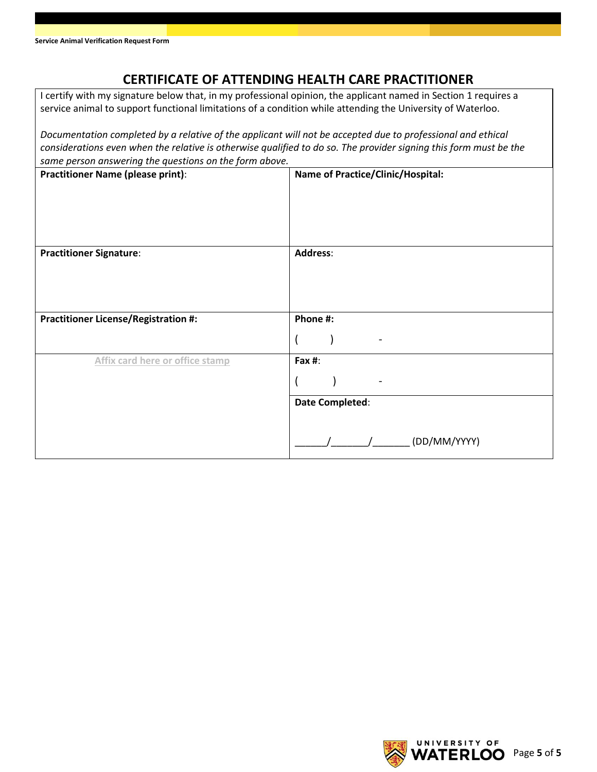## CERTIFICATE OF ATTENDING HEALTH CARE PRACTITIONER

I certify with my signature below that, in my professional opinion, the applicant named in Section 1 requires a service animal to support functional limitations of a condition while attending the University of Waterloo.

*Documentation completed by a relative of the applicant will not be accepted due to professional and ethical considerations even when the relative is otherwise qualified to do so. The provider signing this form must be the same person answering the questions on the form above.*

| | |
|---|---|
| **Practitioner Name (please print)**: | **Name of Practice/Clinic/Hospital:** |
| **Practitioner Signature**: | **Address**: |
| **Practitioner License/Registration #:** | **Phone #:** ( ) - |
| Affix card here or office stamp | **Fax #**: ( ) - |
| | **Date Completed**: ______/_______/_______ (DD/MM/YYYY) |